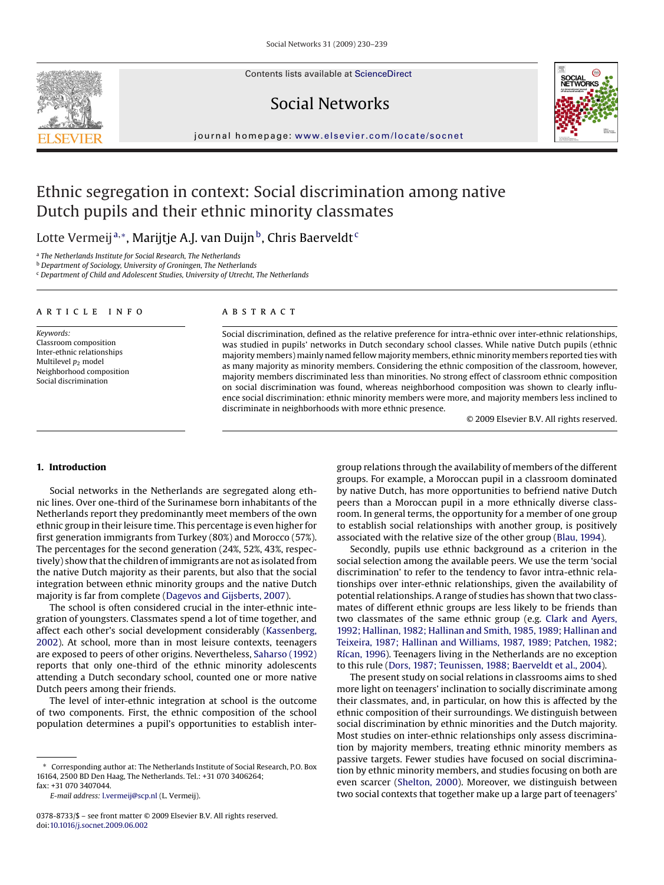# Ethnic segregation in context: Social discrimination among native Dutch pupils and their ethnic minority classmates

Lotte Vermeij[a,*], Marijtje A.J. van Duijn[b], Chris Baerveldt[c]

[a] The Netherlands Institute for Social Research, The Netherlands
[b] Department of Sociology, University of Groningen, The Netherlands
[c] Department of Child and Adolescent Studies, University of Utrecht, The Netherlands

**ARTICLE INFO**

*Keywords:*
Classroom composition
Inter-ethnic relationships
Multilevel $p_2$ model
Neighborhood composition
Social discrimination

**ABSTRACT**

Social discrimination, defined as the relative preference for intra-ethnic over inter-ethnic relationships, was studied in pupils' networks in Dutch secondary school classes. While native Dutch pupils (ethnic majority members) mainly named fellow majority members, ethnic minority members reported ties with as many majority as minority members. Considering the ethnic composition of the classroom, however, majority members discriminated less than minorities. No strong effect of classroom ethnic composition on social discrimination was found, whereas neighborhood composition was shown to clearly influence social discrimination: ethnic minority members were more, and majority members less inclined to discriminate in neighborhoods with more ethnic presence.

© 2009 Elsevier B.V. All rights reserved.

## 1. Introduction

Social networks in the Netherlands are segregated along ethnic lines. Over one-third of the Surinamese born inhabitants of the Netherlands report they predominantly meet members of the own ethnic group in their leisure time. This percentage is even higher for first generation immigrants from Turkey (80%) and Morocco (57%). The percentages for the second generation (24%, 52%, 43%, respectively) show that the children of immigrants are not as isolated from the native Dutch majority as their parents, but also that the social integration between ethnic minority groups and the native Dutch majority is far from complete (Dagevos and Gijsberts, 2007).

The school is often considered crucial in the inter-ethnic integration of youngsters. Classmates spend a lot of time together, and affect each other's social development considerably (Kassenberg, 2002). At school, more than in most leisure contexts, teenagers are exposed to peers of other origins. Nevertheless, Saharso (1992) reports that only one-third of the ethnic minority adolescents attending a Dutch secondary school, counted one or more native Dutch peers among their friends.

The level of inter-ethnic integration at school is the outcome of two components. First, the ethnic composition of the school population determines a pupil's opportunities to establish inter-group relations through the availability of members of the different groups. For example, a Moroccan pupil in a classroom dominated by native Dutch, has more opportunities to befriend native Dutch peers than a Moroccan pupil in a more ethnically diverse classroom. In general terms, the opportunity for a member of one group to establish social relationships with another group, is positively associated with the relative size of the other group (Blau, 1994).

Secondly, pupils use ethnic background as a criterion in the social selection among the available peers. We use the term 'social discrimination' to refer to the tendency to favor intra-ethnic relationships over inter-ethnic relationships, given the availability of potential relationships. A range of studies has shown that two classmates of different ethnic groups are less likely to be friends than two classmates of the same ethnic group (e.g. Clark and Ayers, 1992; Hallinan, 1982; Hallinan and Smith, 1985, 1989; Hallinan and Teixeira, 1987; Hallinan and Williams, 1987, 1989; Patchen, 1982; Ríčan, 1996). Teenagers living in the Netherlands are no exception to this rule (Dors, 1987; Teunissen, 1988; Baerveldt et al., 2004).

The present study on social relations in classrooms aims to shed more light on teenagers' inclination to socially discriminate among their classmates, and, in particular, on how this is affected by the ethnic composition of their surroundings. We distinguish between social discrimination by ethnic minorities and the Dutch majority. Most studies on inter-ethnic relationships only assess discrimination by majority members, treating ethnic minority members as passive targets. Fewer studies have focused on social discrimination by ethnic minority members, and studies focusing on both are even scarcer (Shelton, 2000). Moreover, we distinguish between two social contexts that together make up a large part of teenagers'

\* Corresponding author at: The Netherlands Institute of Social Research, P.O. Box 16164, 2500 BD Den Haag, The Netherlands. Tel.: +31 070 3406264; fax: +31 070 3407044.
*E-mail address:* l.vermeij@scp.nl (L. Vermeij).

0378-8733/$ – see front matter © 2009 Elsevier B.V. All rights reserved.
doi:10.1016/j.socnet.2009.06.002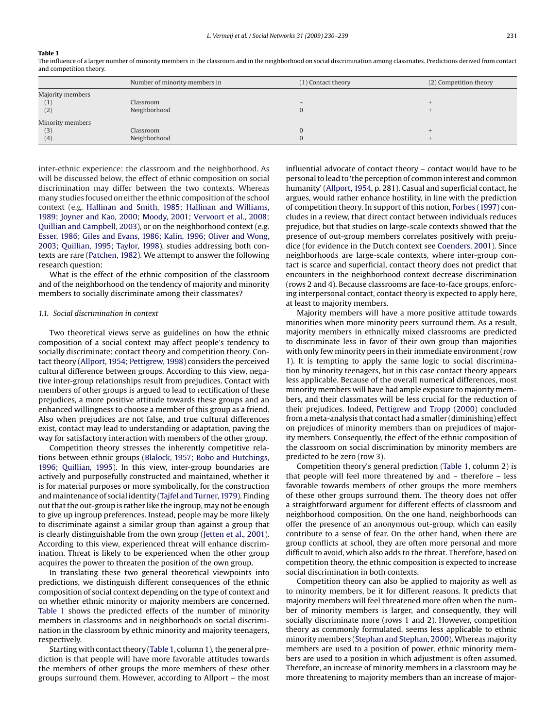**Table 1**
The influence of a larger number of minority members in the classroom and in the neighborhood on social discrimination among classmates. Predictions derived from contact and competition theory.

| | Number of minority members in | (1) Contact theory | (2) Competition theory |
|---|---|---|---|
| Majority members | | | |
| (1) | Classroom | – | + |
| (2) | Neighborhood | 0 | + |
| Minority members | | | |
| (3) | Classroom | 0 | + |
| (4) | Neighborhood | 0 | + |

inter-ethnic experience: the classroom and the neighborhood. As will be discussed below, the effect of ethnic composition on social discrimination may differ between the two contexts. Whereas many studies focused on either the ethnic composition of the school context (e.g. Hallinan and Smith, 1985; Hallinan and Williams, 1989; Joyner and Kao, 2000; Moody, 2001; Vervoort et al., 2008; Quillian and Campbell, 2003), or on the neighborhood context (e.g. Esser, 1986; Giles and Evans, 1986; Kalin, 1996; Oliver and Wong, 2003; Quillian, 1995; Taylor, 1998), studies addressing both contexts are rare (Patchen, 1982). We attempt to answer the following research question:

What is the effect of the ethnic composition of the classroom and of the neighborhood on the tendency of majority and minority members to socially discriminate among their classmates?

### 1.1. Social discrimination in context

Two theoretical views serve as guidelines on how the ethnic composition of a social context may affect people's tendency to socially discriminate: contact theory and competition theory. Contact theory (Allport, 1954; Pettigrew, 1998) considers the perceived cultural difference between groups. According to this view, negative inter-group relationships result from prejudices. Contact with members of other groups is argued to lead to rectification of these prejudices, a more positive attitude towards these groups and an enhanced willingness to choose a member of this group as a friend. Also when prejudices are not false, and true cultural differences exist, contact may lead to understanding or adaptation, paving the way for satisfactory interaction with members of the other group.

Competition theory stresses the inherently competitive relations between ethnic groups (Blalock, 1957; Bobo and Hutchings, 1996; Quillian, 1995). In this view, inter-group boundaries are actively and purposefully constructed and maintained, whether it is for material purposes or more symbolically, for the construction and maintenance of social identity (Tajfel and Turner, 1979). Finding out that the out-group is rather like the ingroup, may not be enough to give up ingroup preferences. Instead, people may be more likely to discriminate against a similar group than against a group that is clearly distinguishable from the own group (Jetten et al., 2001). According to this view, experienced threat will enhance discrimination. Threat is likely to be experienced when the other group acquires the power to threaten the position of the own group.

In translating these two general theoretical viewpoints into predictions, we distinguish different consequences of the ethnic composition of social context depending on the type of context and on whether ethnic minority or majority members are concerned. Table 1 shows the predicted effects of the number of minority members in classrooms and in neighborhoods on social discrimination in the classroom by ethnic minority and majority teenagers, respectively.

Starting with contact theory (Table 1, column 1), the general prediction is that people will have more favorable attitudes towards the members of other groups the more members of these other groups surround them. However, according to Allport – the most influential advocate of contact theory – contact would have to be personal to lead to 'the perception of common interest and common humanity' (Allport, 1954, p. 281). Casual and superficial contact, he argues, would rather enhance hostility, in line with the prediction of competition theory. In support of this notion, Forbes (1997) concludes in a review, that direct contact between individuals reduces prejudice, but that studies on large-scale contexts showed that the presence of out-group members correlates positively with prejudice (for evidence in the Dutch context see Coenders, 2001). Since neighborhoods are large-scale contexts, where inter-group contact is scarce and superficial, contact theory does not predict that encounters in the neighborhood context decrease discrimination (rows 2 and 4). Because classrooms are face-to-face groups, enforcing interpersonal contact, contact theory is expected to apply here, at least to majority members.

Majority members will have a more positive attitude towards minorities when more minority peers surround them. As a result, majority members in ethnically mixed classrooms are predicted to discriminate less in favor of their own group than majorities with only few minority peers in their immediate environment (row 1). It is tempting to apply the same logic to social discrimination by minority teenagers, but in this case contact theory appears less applicable. Because of the overall numerical differences, most minority members will have had ample exposure to majority members, and their classmates will be less crucial for the reduction of their prejudices. Indeed, Pettigrew and Tropp (2000) concluded from a meta-analysis that contact had a smaller (diminishing) effect on prejudices of minority members than on prejudices of majority members. Consequently, the effect of the ethnic composition of the classroom on social discrimination by minority members are predicted to be zero (row 3).

Competition theory's general prediction (Table 1, column 2) is that people will feel more threatened by and – therefore – less favorable towards members of other groups the more members of these other groups surround them. The theory does not offer a straightforward argument for different effects of classroom and neighborhood composition. On the one hand, neighborhoods can offer the presence of an anonymous out-group, which can easily contribute to a sense of fear. On the other hand, when there are group conflicts at school, they are often more personal and more difficult to avoid, which also adds to the threat. Therefore, based on competition theory, the ethnic composition is expected to increase social discrimination in both contexts.

Competition theory can also be applied to majority as well as to minority members, be it for different reasons. It predicts that majority members will feel threatened more often when the number of minority members is larger, and consequently, they will socially discriminate more (rows 1 and 2). However, competition theory as commonly formulated, seems less applicable to ethnic minority members (Stephan and Stephan, 2000). Whereas majority members are used to a position of power, ethnic minority members are used to a position in which adjustment is often assumed. Therefore, an increase of minority members in a classroom may be more threatening to majority members than an increase of major-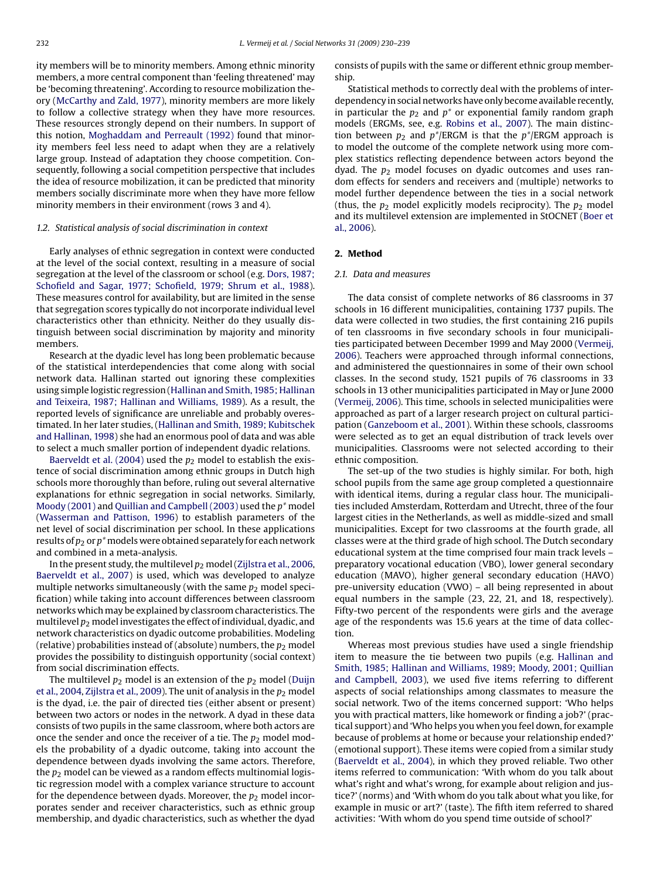ity members will be to minority members. Among ethnic minority members, a more central component than 'feeling threatened' may be 'becoming threatening'. According to resource mobilization theory (McCarthy and Zald, 1977), minority members are more likely to follow a collective strategy when they have more resources. These resources strongly depend on their numbers. In support of this notion, Moghaddam and Perreault (1992) found that minority members feel less need to adapt when they are a relatively large group. Instead of adaptation they choose competition. Consequently, following a social competition perspective that includes the idea of resource mobilization, it can be predicted that minority members socially discriminate more when they have more fellow minority members in their environment (rows 3 and 4).

### 1.2. Statistical analysis of social discrimination in context

Early analyses of ethnic segregation in context were conducted at the level of the social context, resulting in a measure of social segregation at the level of the classroom or school (e.g. Dors, 1987; Schofield and Sagar, 1977; Schofield, 1979; Shrum et al., 1988). These measures control for availability, but are limited in the sense that segregation scores typically do not incorporate individual level characteristics other than ethnicity. Neither do they usually distinguish between social discrimination by majority and minority members.

Research at the dyadic level has long been problematic because of the statistical interdependencies that come along with social network data. Hallinan started out ignoring these complexities using simple logistic regression (Hallinan and Smith, 1985; Hallinan and Teixeira, 1987; Hallinan and Williams, 1989). As a result, the reported levels of significance are unreliable and probably overestimated. In her later studies, (Hallinan and Smith, 1989; Kubitschek and Hallinan, 1998) she had an enormous pool of data and was able to select a much smaller portion of independent dyadic relations.

Baerveldt et al. (2004) used the $p_2$ model to establish the existence of social discrimination among ethnic groups in Dutch high schools more thoroughly than before, ruling out several alternative explanations for ethnic segregation in social networks. Similarly, Moody (2001) and Quillian and Campbell (2003) used the $p^*$ model (Wasserman and Pattison, 1996) to establish parameters of the net level of social discrimination per school. In these applications results of $p_2$ or $p^*$ models were obtained separately for each network and combined in a meta-analysis.

In the present study, the multilevel $p_2$ model (Zijlstra et al., 2006, Baerveldt et al., 2007) is used, which was developed to analyze multiple networks simultaneously (with the same $p_2$ model specification) while taking into account differences between classroom networks which may be explained by classroom characteristics. The multilevel $p_2$ model investigates the effect of individual, dyadic, and network characteristics on dyadic outcome probabilities. Modeling (relative) probabilities instead of (absolute) numbers, the $p_2$ model provides the possibility to distinguish opportunity (social context) from social discrimination effects.

The multilevel $p_2$ model is an extension of the $p_2$ model (Duijn et al., 2004, Zijlstra et al., 2009). The unit of analysis in the $p_2$ model is the dyad, i.e. the pair of directed ties (either absent or present) between two actors or nodes in the network. A dyad in these data consists of two pupils in the same classroom, where both actors are once the sender and once the receiver of a tie. The $p_2$ model models the probability of a dyadic outcome, taking into account the dependence between dyads involving the same actors. Therefore, the $p_2$ model can be viewed as a random effects multinomial logistic regression model with a complex variance structure to account for the dependence between dyads. Moreover, the $p_2$ model incorporates sender and receiver characteristics, such as ethnic group membership, and dyadic characteristics, such as whether the dyad consists of pupils with the same or different ethnic group membership.

Statistical methods to correctly deal with the problems of interdependency in social networks have only become available recently, in particular the $p_2$ and $p^*$ or exponential family random graph models (ERGMs, see, e.g. Robins et al., 2007). The main distinction between $p_2$ and $p^*$/ERGM is that the $p^*$/ERGM approach is to model the outcome of the complete network using more complex statistics reflecting dependence between actors beyond the dyad. The $p_2$ model focuses on dyadic outcomes and uses random effects for senders and receivers and (multiple) networks to model further dependence between the ties in a social network (thus, the $p_2$ model explicitly models reciprocity). The $p_2$ model and its multilevel extension are implemented in StOCNET (Boer et al., 2006).

## 2. Method

### 2.1. Data and measures

The data consist of complete networks of 86 classrooms in 37 schools in 16 different municipalities, containing 1737 pupils. The data were collected in two studies, the first containing 216 pupils of ten classrooms in five secondary schools in four municipalities participated between December 1999 and May 2000 (Vermeij, 2006). Teachers were approached through informal connections, and administered the questionnaires in some of their own school classes. In the second study, 1521 pupils of 76 classrooms in 33 schools in 13 other municipalities participated in May or June 2000 (Vermeij, 2006). This time, schools in selected municipalities were approached as part of a larger research project on cultural participation (Ganzeboom et al., 2001). Within these schools, classrooms were selected as to get an equal distribution of track levels over municipalities. Classrooms were not selected according to their ethnic composition.

The set-up of the two studies is highly similar. For both, high school pupils from the same age group completed a questionnaire with identical items, during a regular class hour. The municipalities included Amsterdam, Rotterdam and Utrecht, three of the four largest cities in the Netherlands, as well as middle-sized and small municipalities. Except for two classrooms at the fourth grade, all classes were at the third grade of high school. The Dutch secondary educational system at the time comprised four main track levels – preparatory vocational education (VBO), lower general secondary education (MAVO), higher general secondary education (HAVO) pre-university education (VWO) – all being represented in about equal numbers in the sample (23, 22, 21, and 18, respectively). Fifty-two percent of the respondents were girls and the average age of the respondents was 15.6 years at the time of data collection.

Whereas most previous studies have used a single friendship item to measure the tie between two pupils (e.g. Hallinan and Smith, 1985; Hallinan and Williams, 1989; Moody, 2001; Quillian and Campbell, 2003), we used five items referring to different aspects of social relationships among classmates to measure the social network. Two of the items concerned support: 'Who helps you with practical matters, like homework or finding a job?' (practical support) and 'Who helps you when you feel down, for example because of problems at home or because your relationship ended?' (emotional support). These items were copied from a similar study (Baerveldt et al., 2004), in which they proved reliable. Two other items referred to communication: 'With whom do you talk about what's right and what's wrong, for example about religion and justice?' (norms) and 'With whom do you talk about what you like, for example in music or art?' (taste). The fifth item referred to shared activities: 'With whom do you spend time outside of school?'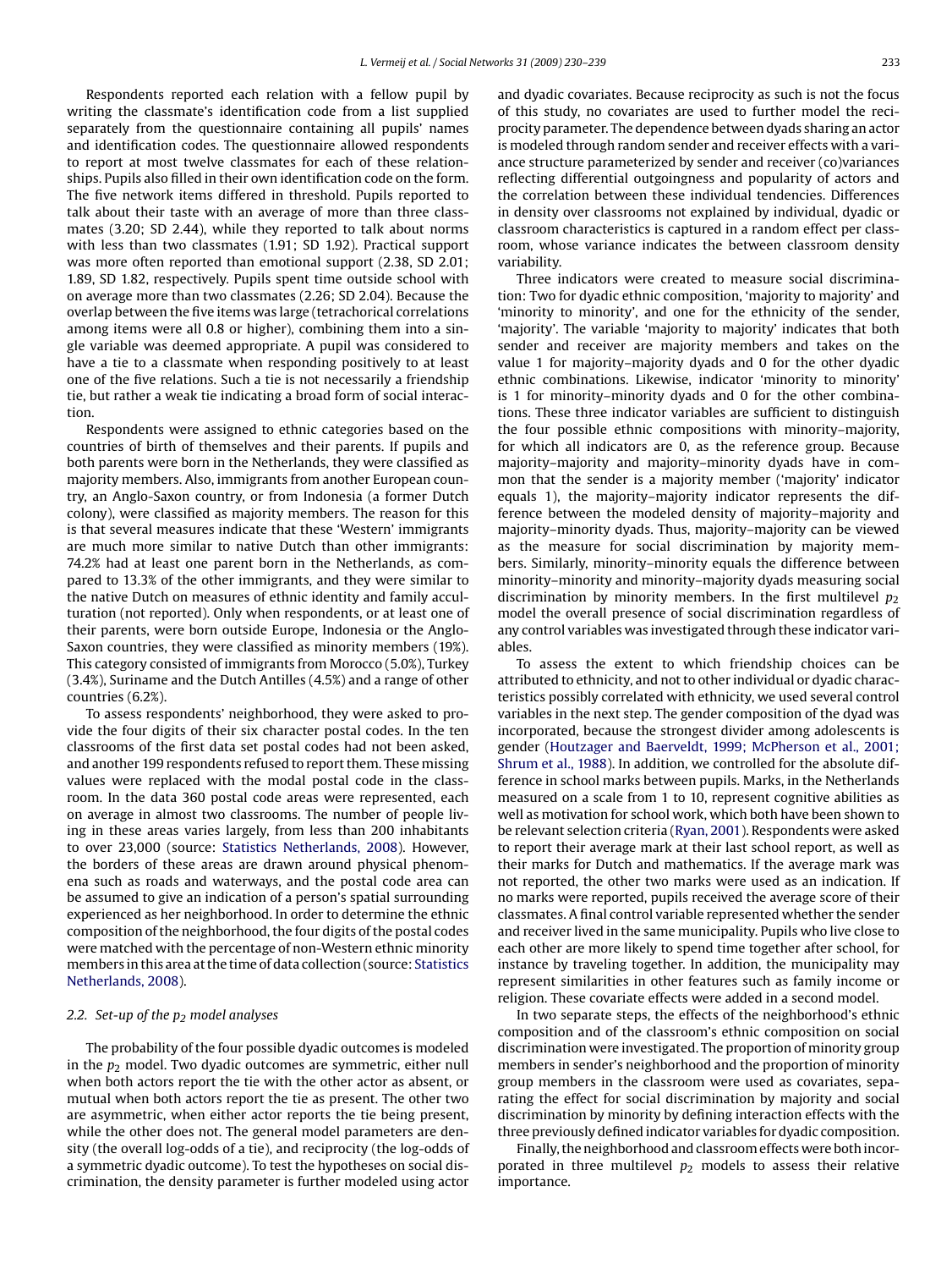Respondents reported each relation with a fellow pupil by writing the classmate's identification code from a list supplied separately from the questionnaire containing all pupils' names and identification codes. The questionnaire allowed respondents to report at most twelve classmates for each of these relationships. Pupils also filled in their own identification code on the form. The five network items differed in threshold. Pupils reported to talk about their taste with an average of more than three classmates (3.20; SD 2.44), while they reported to talk about norms with less than two classmates (1.91; SD 1.92). Practical support was more often reported than emotional support (2.38, SD 2.01; 1.89, SD 1.82, respectively. Pupils spent time outside school with on average more than two classmates (2.26; SD 2.04). Because the overlap between the five items was large (tetrachorical correlations among items were all 0.8 or higher), combining them into a single variable was deemed appropriate. A pupil was considered to have a tie to a classmate when responding positively to at least one of the five relations. Such a tie is not necessarily a friendship tie, but rather a weak tie indicating a broad form of social interaction.

Respondents were assigned to ethnic categories based on the countries of birth of themselves and their parents. If pupils and both parents were born in the Netherlands, they were classified as majority members. Also, immigrants from another European country, an Anglo-Saxon country, or from Indonesia (a former Dutch colony), were classified as majority members. The reason for this is that several measures indicate that these 'Western' immigrants are much more similar to native Dutch than other immigrants: 74.2% had at least one parent born in the Netherlands, as compared to 13.3% of the other immigrants, and they were similar to the native Dutch on measures of ethnic identity and family acculturation (not reported). Only when respondents, or at least one of their parents, were born outside Europe, Indonesia or the Anglo-Saxon countries, they were classified as minority members (19%). This category consisted of immigrants from Morocco (5.0%), Turkey (3.4%), Suriname and the Dutch Antilles (4.5%) and a range of other countries (6.2%).

To assess respondents' neighborhood, they were asked to provide the four digits of their six character postal codes. In the ten classrooms of the first data set postal codes had not been asked, and another 199 respondents refused to report them. These missing values were replaced with the modal postal code in the classroom. In the data 360 postal code areas were represented, each on average in almost two classrooms. The number of people living in these areas varies largely, from less than 200 inhabitants to over 23,000 (source: Statistics Netherlands, 2008). However, the borders of these areas are drawn around physical phenomena such as roads and waterways, and the postal code area can be assumed to give an indication of a person's spatial surrounding experienced as her neighborhood. In order to determine the ethnic composition of the neighborhood, the four digits of the postal codes were matched with the percentage of non-Western ethnic minority members in this area at the time of data collection (source: Statistics Netherlands, 2008).

### 2.2. Set-up of the $p_2$ model analyses

The probability of the four possible dyadic outcomes is modeled in the $p_2$ model. Two dyadic outcomes are symmetric, either null when both actors report the tie with the other actor as absent, or mutual when both actors report the tie as present. The other two are asymmetric, when either actor reports the tie being present, while the other does not. The general model parameters are density (the overall log-odds of a tie), and reciprocity (the log-odds of a symmetric dyadic outcome). To test the hypotheses on social discrimination, the density parameter is further modeled using actor and dyadic covariates. Because reciprocity as such is not the focus of this study, no covariates are used to further model the reciprocity parameter. The dependence between dyads sharing an actor is modeled through random sender and receiver effects with a variance structure parameterized by sender and receiver (co)variances reflecting differential outgoingness and popularity of actors and the correlation between these individual tendencies. Differences in density over classrooms not explained by individual, dyadic or classroom characteristics is captured in a random effect per classroom, whose variance indicates the between classroom density variability.

Three indicators were created to measure social discrimination: Two for dyadic ethnic composition, 'majority to majority' and 'minority to minority', and one for the ethnicity of the sender, 'majority'. The variable 'majority to majority' indicates that both sender and receiver are majority members and takes on the value 1 for majority–majority dyads and 0 for the other dyadic ethnic combinations. Likewise, indicator 'minority to minority' is 1 for minority–minority dyads and 0 for the other combinations. These three indicator variables are sufficient to distinguish the four possible ethnic compositions with minority–majority, for which all indicators are 0, as the reference group. Because majority–majority and majority–minority dyads have in common that the sender is a majority member ('majority' indicator equals 1), the majority–majority indicator represents the difference between the modeled density of majority–majority and majority–minority dyads. Thus, majority–majority can be viewed as the measure for social discrimination by majority members. Similarly, minority–minority equals the difference between minority–minority and minority–majority dyads measuring social discrimination by minority members. In the first multilevel $p_2$ model the overall presence of social discrimination regardless of any control variables was investigated through these indicator variables.

To assess the extent to which friendship choices can be attributed to ethnicity, and not to other individual or dyadic characteristics possibly correlated with ethnicity, we used several control variables in the next step. The gender composition of the dyad was incorporated, because the strongest divider among adolescents is gender (Houtzager and Baerveldt, 1999; McPherson et al., 2001; Shrum et al., 1988). In addition, we controlled for the absolute difference in school marks between pupils. Marks, in the Netherlands measured on a scale from 1 to 10, represent cognitive abilities as well as motivation for school work, which both have been shown to be relevant selection criteria (Ryan, 2001). Respondents were asked to report their average mark at their last school report, as well as their marks for Dutch and mathematics. If the average mark was not reported, the other two marks were used as an indication. If no marks were reported, pupils received the average score of their classmates. A final control variable represented whether the sender and receiver lived in the same municipality. Pupils who live close to each other are more likely to spend time together after school, for instance by traveling together. In addition, the municipality may represent similarities in other features such as family income or religion. These covariate effects were added in a second model.

In two separate steps, the effects of the neighborhood's ethnic composition and of the classroom's ethnic composition on social discrimination were investigated. The proportion of minority group members in sender's neighborhood and the proportion of minority group members in the classroom were used as covariates, separating the effect for social discrimination by majority and social discrimination by minority by defining interaction effects with the three previously defined indicator variables for dyadic composition.

Finally, the neighborhood and classroom effects were both incorporated in three multilevel $p_2$ models to assess their relative importance.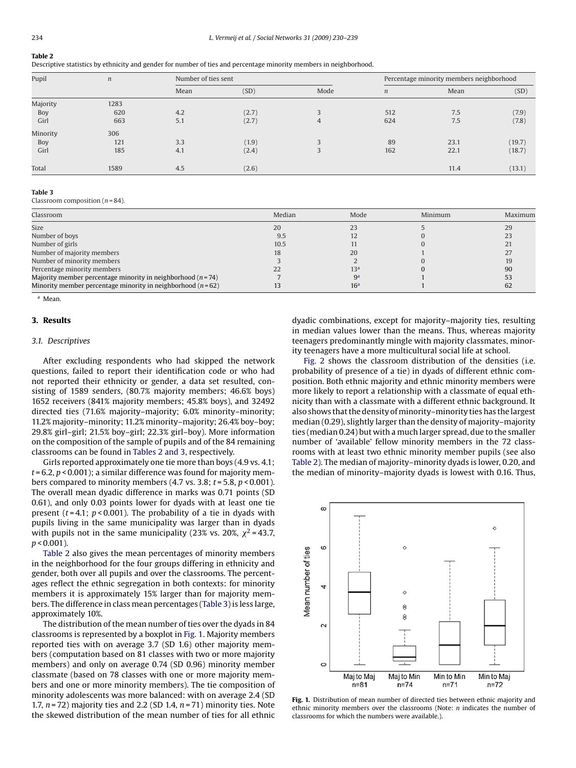**Table 2**
Descriptive statistics by ethnicity and gender for number of ties and percentage minority members in neighborhood.

| Pupil | $n$ | Number of ties sent | | | Percentage minority members neighborhood | | |
|---|---|---|---|---|---|---|---|
| | | Mean | (SD) | Mode | $n$ | Mean | (SD) |
| Majority | 1283 | | | | | | |
| Boy | 620 | 4.2 | (2.7) | 3 | 512 | 7.5 | (7.9) |
| Girl | 663 | 5.1 | (2.7) | 4 | 624 | 7.5 | (7.8) |
| Minority | 306 | | | | | | |
| Boy | 121 | 3.3 | (1.9) | 3 | 89 | 23.1 | (19.7) |
| Girl | 185 | 4.1 | (2.4) | 3 | 162 | 22.1 | (18.7) |
| Total | 1589 | 4.5 | (2.6) | | | 11.4 | (13.1) |

**Table 3**
Classroom composition ($n$ = 84).

| Classroom | Median | Mode | Minimum | Maximum |
|---|---|---|---|---|
| Size | 20 | 23 | 5 | 29 |
| Number of boys | 9.5 | 12 | 0 | 23 |
| Number of girls | 10.5 | 11 | 0 | 21 |
| Number of majority members | 18 | 20 | 1 | 27 |
| Number of minority members | 3 | 2 | 0 | 19 |
| Percentage minority members | 22 | 13[a] | 0 | 90 |
| Majority member percentage minority in neighborhood ($n$ = 74) | 7 | 9[a] | 1 | 53 |
| Minority member percentage minority in neighborhood ($n$ = 62) | 13 | 16[a] | 1 | 62 |

[a] Mean.

## 3. Results

### 3.1. Descriptives

After excluding respondents who had skipped the network questions, failed to report their identification code or who had not reported their ethnicity or gender, a data set resulted, consisting of 1589 senders, (80.7% majority members; 46.6% boys) 1652 receivers (841% majority members; 45.8% boys), and 32492 directed ties (71.6% majority–majority; 6.0% minority–minority; 11.2% majority–minority; 11.2% minority–majority; 26.4% boy–boy; 29.8% girl–girl; 21.5% boy–girl; 22.3% girl–boy). More information on the composition of the sample of pupils and of the 84 remaining classrooms can be found in Tables 2 and 3, respectively.

Girls reported approximately one tie more than boys (4.9 vs. 4.1; $t = 6.2$, $p < 0.001$); a similar difference was found for majority members compared to minority members (4.7 vs. 3.8; $t = 5.8$, $p < 0.001$). The overall mean dyadic difference in marks was 0.71 points (SD 0.61), and only 0.03 points lower for dyads with at least one tie present ($t = 4.1$; $p < 0.001$). The probability of a tie in dyads with pupils living in the same municipality was larger than in dyads with pupils not in the same municipality (23% vs. 20%, $\chi^2 = 43.7$, $p < 0.001$).

Table 2 also gives the mean percentages of minority members in the neighborhood for the four groups differing in ethnicity and gender, both over all pupils and over the classrooms. The percentages reflect the ethnic segregation in both contexts: for minority members it is approximately 15% larger than for majority members. The difference in class mean percentages (Table 3) is less large, approximately 10%.

The distribution of the mean number of ties over the dyads in 84 classrooms is represented by a boxplot in Fig. 1. Majority members reported ties with on average 3.7 (SD 1.6) other majority members (computation based on 81 classes with two or more majority members) and only on average 0.74 (SD 0.96) minority member classmate (based on 78 classes with one or more majority members and one or more minority members). The tie composition of minority adolescents was more balanced: with on average 2.4 (SD 1.7, $n$ = 72) majority ties and 2.2 (SD 1.4, $n$ = 71) minority ties. Note the skewed distribution of the mean number of ties for all ethnic dyadic combinations, except for majority–majority ties, resulting in median values lower than the means. Thus, whereas majority teenagers predominantly mingle with majority classmates, minority teenagers have a more multicultural social life at school.

Fig. 2 shows the classroom distribution of the densities (i.e. probability of presence of a tie) in dyads of different ethnic composition. Both ethnic majority and ethnic minority members were more likely to report a relationship with a classmate of equal ethnicity than with a classmate with a different ethnic background. It also shows that the density of minority–minority ties has the largest median (0.29), slightly larger than the density of majority–majority ties (median 0.24) but with a much larger spread, due to the smaller number of 'available' fellow minority members in the 72 classrooms with at least two ethnic minority member pupils (see also Table 2). The median of majority–minority dyads is lower, 0.20, and the median of minority–majority dyads is lowest with 0.16. Thus,

**Fig. 1.** Distribution of mean number of directed ties between ethnic majority and ethnic minority members over the classrooms (Note: $n$ indicates the number of classrooms for which the numbers were available.).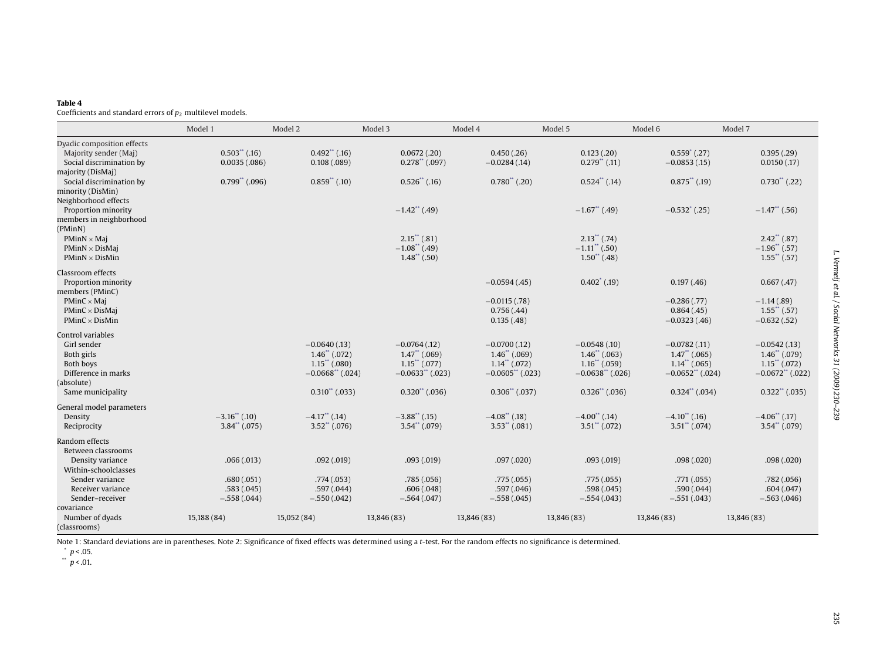**Table 4**
Coefficients and standard errors of $p_2$ multilevel models.

| | Model 1 | Model 2 | Model 3 | Model 4 | Model 5 | Model 6 | Model 7 |
|---|---|---|---|---|---|---|---|
| Dyadic composition effects | | | | | | | |
| Majority sender (Maj) | 0.503** (.16) | 0.492** (.16) | 0.0672 (.20) | 0.450 (.26) | 0.123 (.20) | 0.559* (.27) | 0.395 (.29) |
| Social discrimination by majority (DisMaj) | 0.0035 (.086) | 0.108 (.089) | 0.278** (.097) | −0.0284 (.14) | 0.279** (.11) | −0.0853 (.15) | 0.0150 (.17) |
| Social discrimination by minority (DisMin) | 0.799** (.096) | 0.859** (.10) | 0.526** (.16) | 0.780** (.20) | 0.524** (.14) | 0.875** (.19) | 0.730** (.22) |
| Neighborhood effects | | | | | | | |
| Proportion minority members in neighborhood (PMinN) | | | −1.42** (.49) | | −1.67** (.49) | −0.532* (.25) | −1.47** (.56) |
| PMinN × Maj | | | 2.15** (.81) | | 2.13** (.74) | | 2.42** (.87) |
| PMinN × DisMaj | | | −1.08** (.49) | | −1.11** (.50) | | −1.96** (.57) |
| PMinN × DisMin | | | 1.48** (.50) | | 1.50** (.48) | | 1.55** (.57) |
| Classroom effects | | | | | | | |
| Proportion minority members (PMinC) | | | | −0.0594 (.45) | 0.402* (.19) | 0.197 (.46) | 0.667 (.47) |
| PMinC × Maj | | | | −0.0115 (.78) | | −0.286 (.77) | −1.14 (.89) |
| PMinC × DisMaj | | | | 0.756 (.44) | | 0.864 (.45) | 1.55** (.57) |
| PMinC × DisMin | | | | 0.135 (.48) | | −0.0323 (.46) | −0.632 (.52) |
| Control variables | | | | | | | |
| Girl sender | | −0.0640 (.13) | −0.0764 (.12) | −0.0700 (.12) | −0.0548 (.10) | −0.0782 (.11) | −0.0542 (.13) |
| Both girls | | 1.46** (.072) | 1.47** (.069) | 1.46** (.069) | 1.46** (.063) | 1.47** (.065) | 1.46** (.079) |
| Both boys | | 1.15** (.080) | 1.15** (.077) | 1.14** (.072) | 1.16** (.059) | 1.14** (.065) | 1.15** (.072) |
| Difference in marks (absolute) | | −0.0668** (.024) | −0.0633** (.023) | −0.0605** (.023) | −0.0638** (.026) | −0.0652** (.024) | −0.0672** (.022) |
| Same municipality | | 0.310** (.033) | 0.320** (.036) | 0.306** (.037) | 0.326** (.036) | 0.324** (.034) | 0.322** (.035) |
| General model parameters | | | | | | | |
| Density | −3.16** (.10) | −4.17** (.14) | −3.88** (.15) | −4.08** (.18) | −4.00** (.14) | −4.10** (.16) | −4.06** (.17) |
| Reciprocity | 3.84** (.075) | 3.52** (.076) | 3.54** (.079) | 3.53** (.081) | 3.51** (.072) | 3.51** (.074) | 3.54** (.079) |
| Random effects | | | | | | | |
| Between classrooms | | | | | | | |
| Density variance | .066 (.013) | .092 (.019) | .093 (.019) | .097 (.020) | .093 (.019) | .098 (.020) | .098 (.020) |
| Within-schoolclasses | | | | | | | |
| Sender variance | .680 (.051) | .774 (.053) | .785 (.056) | .775 (.055) | .775 (.055) | .771 (.055) | .782 (.056) |
| Receiver variance | .583 (.045) | .597 (.044) | .606 (.048) | .597 (.046) | .598 (.045) | .590 (.044) | .604 (.047) |
| Sender–receiver covariance | −.558 (.044) | −.550 (.042) | −.564 (.047) | −.558 (.045) | −.554 (.043) | −.551 (.043) | −.563 (.046) |
| Number of dyads (classrooms) | 15,188 (84) | 15,052 (84) | 13,846 (83) | 13,846 (83) | 13,846 (83) | 13,846 (83) | 13,846 (83) |

Note 1: Standard deviations are in parentheses. Note 2: Significance of fixed effects was determined using a *t*-test. For the random effects no significance is determined.

* $p < .05$.

** $p < .01$.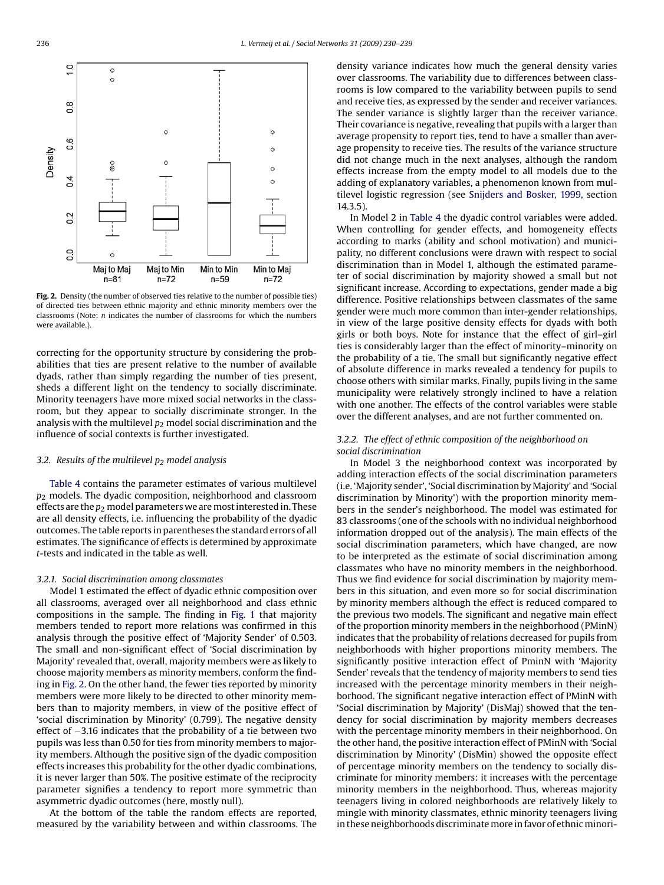Density

1.0

0.8

0.6

0.4

0.2

0.0

Maj to Maj
n=81

Maj to Min
n=72

Min to Min
n=59

Min to Maj
n=72

**Fig. 2.** Density (the number of observed ties relative to the number of possible ties) of directed ties between ethnic majority and ethnic minority members over the classrooms (Note: *n* indicates the number of classrooms for which the numbers were available.).

correcting for the opportunity structure by considering the probabilities that ties are present relative to the number of available dyads, rather than simply regarding the number of ties present, sheds a different light on the tendency to socially discriminate. Minority teenagers have more mixed social networks in the classroom, but they appear to socially discriminate stronger. In the analysis with the multilevel $p_2$ model social discrimination and the influence of social contexts is further investigated.

### 3.2. Results of the multilevel $p_2$ model analysis

Table 4 contains the parameter estimates of various multilevel $p_2$ models. The dyadic composition, neighborhood and classroom effects are the $p_2$ model parameters we are most interested in. These are all density effects, i.e. influencing the probability of the dyadic outcomes. The table reports in parentheses the standard errors of all estimates. The significance of effects is determined by approximate *t*-tests and indicated in the table as well.

#### 3.2.1. Social discrimination among classmates

Model 1 estimated the effect of dyadic ethnic composition over all classrooms, averaged over all neighborhood and class ethnic compositions in the sample. The finding in Fig. 1 that majority members tended to report more relations was confirmed in this analysis through the positive effect of 'Majority Sender' of 0.503. The small and non-significant effect of 'Social discrimination by Majority' revealed that, overall, majority members were as likely to choose majority members as minority members, conform the finding in Fig. 2. On the other hand, the fewer ties reported by minority members were more likely to be directed to other minority members than to majority members, in view of the positive effect of 'social discrimination by Minority' (0.799). The negative density effect of −3.16 indicates that the probability of a tie between two pupils was less than 0.50 for ties from minority members to majority members. Although the positive sign of the dyadic composition effects increases this probability for the other dyadic combinations, it is never larger than 50%. The positive estimate of the reciprocity parameter signifies a tendency to report more symmetric than asymmetric dyadic outcomes (here, mostly null).

At the bottom of the table the random effects are reported, measured by the variability between and within classrooms. The density variance indicates how much the general density varies over classrooms. The variability due to differences between classrooms is low compared to the variability between pupils to send and receive ties, as expressed by the sender and receiver variances. The sender variance is slightly larger than the receiver variance. Their covariance is negative, revealing that pupils with a larger than average propensity to report ties, tend to have a smaller than average propensity to receive ties. The results of the variance structure did not change much in the next analyses, although the random effects increase from the empty model to all models due to the adding of explanatory variables, a phenomenon known from multilevel logistic regression (see Snijders and Bosker, 1999, section 14.3.5).

In Model 2 in Table 4 the dyadic control variables were added. When controlling for gender effects, and homogeneity effects according to marks (ability and school motivation) and municipality, no different conclusions were drawn with respect to social discrimination than in Model 1, although the estimated parameter of social discrimination by majority showed a small but not significant increase. According to expectations, gender made a big difference. Positive relationships between classmates of the same gender were much more common than inter-gender relationships, in view of the large positive density effects for dyads with both girls or both boys. Note for instance that the effect of girl–girl ties is considerably larger than the effect of minority–minority on the probability of a tie. The small but significantly negative effect of absolute difference in marks revealed a tendency for pupils to choose others with similar marks. Finally, pupils living in the same municipality were relatively strongly inclined to have a relation with one another. The effects of the control variables were stable over the different analyses, and are not further commented on.

#### 3.2.2. The effect of ethnic composition of the neighborhood on social discrimination

In Model 3 the neighborhood context was incorporated by adding interaction effects of the social discrimination parameters (i.e. 'Majority sender', 'Social discrimination by Majority' and 'Social discrimination by Minority') with the proportion minority members in the sender's neighborhood. The model was estimated for 83 classrooms (one of the schools with no individual neighborhood information dropped out of the analysis). The main effects of the social discrimination parameters, which have changed, are now to be interpreted as the estimate of social discrimination among classmates who have no minority members in the neighborhood. Thus we find evidence for social discrimination by majority members in this situation, and even more so for social discrimination by minority members although the effect is reduced compared to the previous two models. The significant and negative main effect of the proportion minority members in the neighborhood (PMinN) indicates that the probability of relations decreased for pupils from neighborhoods with higher proportions minority members. The significantly positive interaction effect of PminN with 'Majority Sender' reveals that the tendency of majority members to send ties increased with the percentage minority members in their neighborhood. The significant negative interaction effect of PMinN with 'Social discrimination by Majority' (DisMaj) showed that the tendency for social discrimination by majority members decreases with the percentage minority members in their neighborhood. On the other hand, the positive interaction effect of PMinN with 'Social discrimination by Minority' (DisMin) showed the opposite effect of percentage minority members on the tendency to socially discriminate for minority members: it increases with the percentage minority members in the neighborhood. Thus, whereas majority teenagers living in colored neighborhoods are relatively likely to mingle with minority classmates, ethnic minority teenagers living in these neighborhoods discriminate more in favor of ethnic minori-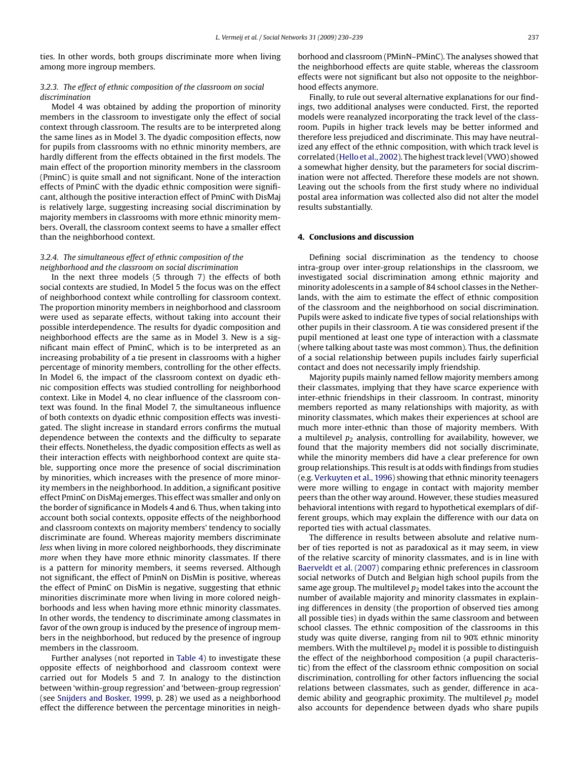ties. In other words, both groups discriminate more when living among more ingroup members.

### 3.2.3. The effect of ethnic composition of the classroom on social discrimination

Model 4 was obtained by adding the proportion of minority members in the classroom to investigate only the effect of social context through classroom. The results are to be interpreted along the same lines as in Model 3. The dyadic composition effects, now for pupils from classrooms with no ethnic minority members, are hardly different from the effects obtained in the first models. The main effect of the proportion minority members in the classroom (PminC) is quite small and not significant. None of the interaction effects of PminC with the dyadic ethnic composition were significant, although the positive interaction effect of PminC with DisMaj is relatively large, suggesting increasing social discrimination by majority members in classrooms with more ethnic minority members. Overall, the classroom context seems to have a smaller effect than the neighborhood context.

### 3.2.4. The simultaneous effect of ethnic composition of the neighborhood and the classroom on social discrimination

In the next three models (5 through 7) the effects of both social contexts are studied, In Model 5 the focus was on the effect of neighborhood context while controlling for classroom context. The proportion minority members in neighborhood and classroom were used as separate effects, without taking into account their possible interdependence. The results for dyadic composition and neighborhood effects are the same as in Model 3. New is a significant main effect of PminC, which is to be interpreted as an increasing probability of a tie present in classrooms with a higher percentage of minority members, controlling for the other effects. In Model 6, the impact of the classroom context on dyadic ethnic composition effects was studied controlling for neighborhood context. Like in Model 4, no clear influence of the classroom context was found. In the final Model 7, the simultaneous influence of both contexts on dyadic ethnic composition effects was investigated. The slight increase in standard errors confirms the mutual dependence between the contexts and the difficulty to separate their effects. Nonetheless, the dyadic composition effects as well as their interaction effects with neighborhood context are quite stable, supporting once more the presence of social discrimination by minorities, which increases with the presence of more minority members in the neighborhood. In addition, a significant positive effect PminC on DisMaj emerges. This effect was smaller and only on the border of significance in Models 4 and 6. Thus, when taking into account both social contexts, opposite effects of the neighborhood and classroom contexts on majority members' tendency to socially discriminate are found. Whereas majority members discriminate *less* when living in more colored neighborhoods, they discriminate *more* when they have more ethnic minority classmates. If there is a pattern for minority members, it seems reversed. Although not significant, the effect of PminN on DisMin is positive, whereas the effect of PminC on DisMin is negative, suggesting that ethnic minorities discriminate more when living in more colored neighborhoods and less when having more ethnic minority classmates. In other words, the tendency to discriminate among classmates in favor of the own group is induced by the presence of ingroup members in the neighborhood, but reduced by the presence of ingroup members in the classroom.

Further analyses (not reported in Table 4) to investigate these opposite effects of neighborhood and classroom context were carried out for Models 5 and 7. In analogy to the distinction between 'within-group regression' and 'between-group regression' (see Snijders and Bosker, 1999, p. 28) we used as a neighborhood effect the difference between the percentage minorities in neighborhood and classroom (PMinN–PMinC). The analyses showed that the neighborhood effects are quite stable, whereas the classroom effects were not significant but also not opposite to the neighborhood effects anymore.

Finally, to rule out several alternative explanations for our findings, two additional analyses were conducted. First, the reported models were reanalyzed incorporating the track level of the classroom. Pupils in higher track levels may be better informed and therefore less prejudiced and discriminate. This may have neutralized any effect of the ethnic composition, with which track level is correlated (Hello et al., 2002). The highest track level (VWO) showed a somewhat higher density, but the parameters for social discrimination were not affected. Therefore these models are not shown. Leaving out the schools from the first study where no individual postal area information was collected also did not alter the model results substantially.

## 4. Conclusions and discussion

Defining social discrimination as the tendency to choose intra-group over inter-group relationships in the classroom, we investigated social discrimination among ethnic majority and minority adolescents in a sample of 84 school classes in the Netherlands, with the aim to estimate the effect of ethnic composition of the classroom and the neighborhood on social discrimination. Pupils were asked to indicate five types of social relationships with other pupils in their classroom. A tie was considered present if the pupil mentioned at least one type of interaction with a classmate (where talking about taste was most common). Thus, the definition of a social relationship between pupils includes fairly superficial contact and does not necessarily imply friendship.

Majority pupils mainly named fellow majority members among their classmates, implying that they have scarce experience with inter-ethnic friendships in their classroom. In contrast, minority members reported as many relationships with majority, as with minority classmates, which makes their experiences at school are much more inter-ethnic than those of majority members. With a multilevel $p_2$ analysis, controlling for availability, however, we found that the majority members did not socially discriminate, while the minority members did have a clear preference for own group relationships. This result is at odds with findings from studies (e.g. Verkuyten et al., 1996) showing that ethnic minority teenagers were more willing to engage in contact with majority member peers than the other way around. However, these studies measured behavioral intentions with regard to hypothetical exemplars of different groups, which may explain the difference with our data on reported ties with actual classmates.

The difference in results between absolute and relative number of ties reported is not as paradoxical as it may seem, in view of the relative scarcity of minority classmates, and is in line with Baerveldt et al. (2007) comparing ethnic preferences in classroom social networks of Dutch and Belgian high school pupils from the same age group. The multilevel $p_2$ model takes into the account the number of available majority and minority classmates in explaining differences in density (the proportion of observed ties among all possible ties) in dyads within the same classroom and between school classes. The ethnic composition of the classrooms in this study was quite diverse, ranging from nil to 90% ethnic minority members. With the multilevel $p_2$ model it is possible to distinguish the effect of the neighborhood composition (a pupil characteristic) from the effect of the classroom ethnic composition on social discrimination, controlling for other factors influencing the social relations between classmates, such as gender, difference in academic ability and geographic proximity. The multilevel $p_2$ model also accounts for dependence between dyads who share pupils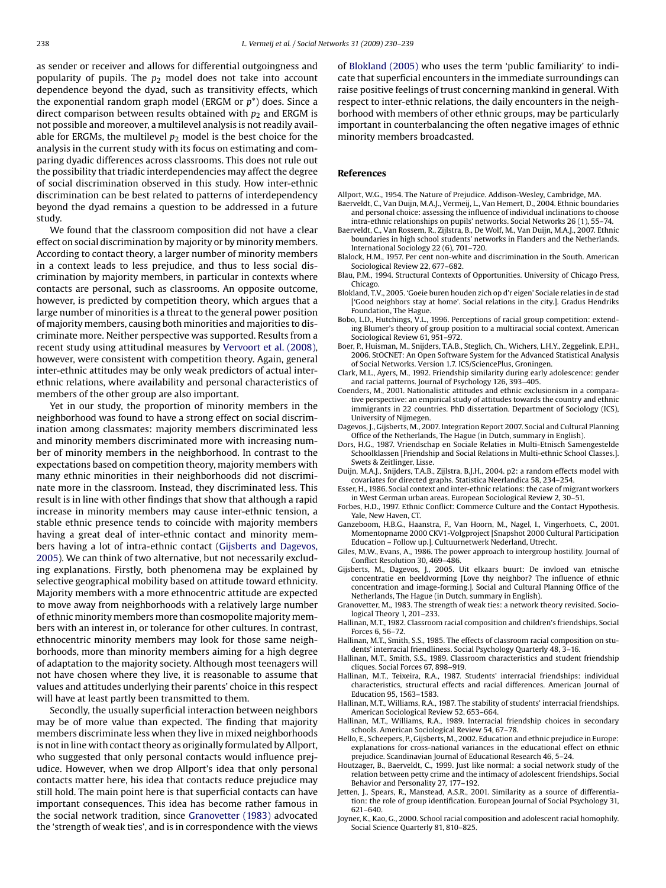as sender or receiver and allows for differential outgoingness and popularity of pupils. The $p_2$ model does not take into account dependence beyond the dyad, such as transitivity effects, which the exponential random graph model (ERGM or $p^*$) does. Since a direct comparison between results obtained with $p_2$ and ERGM is not possible and moreover, a multilevel analysis is not readily available for ERGMs, the multilevel $p_2$ model is the best choice for the analysis in the current study with its focus on estimating and comparing dyadic differences across classrooms. This does not rule out the possibility that triadic interdependencies may affect the degree of social discrimination observed in this study. How inter-ethnic discrimination can be best related to patterns of interdependency beyond the dyad remains a question to be addressed in a future study.

We found that the classroom composition did not have a clear effect on social discrimination by majority or by minority members. According to contact theory, a larger number of minority members in a context leads to less prejudice, and thus to less social discrimination by majority members, in particular in contexts where contacts are personal, such as classrooms. An opposite outcome, however, is predicted by competition theory, which argues that a large number of minorities is a threat to the general power position of majority members, causing both minorities and majorities to discriminate more. Neither perspective was supported. Results from a recent study using attitudinal measures by Vervoort et al. (2008), however, were consistent with competition theory. Again, general inter-ethnic attitudes may be only weak predictors of actual inter-ethnic relations, where availability and personal characteristics of members of the other group are also important.

Yet in our study, the proportion of minority members in the neighborhood was found to have a strong effect on social discrimination among classmates: majority members discriminated less and minority members discriminated more with increasing number of minority members in the neighborhood. In contrast to the expectations based on competition theory, majority members with many ethnic minorities in their neighborhoods did not discriminate more in the classroom. Instead, they discriminated less. This result is in line with other findings that show that although a rapid increase in minority members may cause inter-ethnic tension, a stable ethnic presence tends to coincide with majority members having a great deal of inter-ethnic contact and minority members having a lot of intra-ethnic contact (Gijsberts and Dagevos, 2005). We can think of two alternative, but not necessarily excluding explanations. Firstly, both phenomena may be explained by selective geographical mobility based on attitude toward ethnicity. Majority members with a more ethnocentric attitude are expected to move away from neighborhoods with a relatively large number of ethnic minority members more than cosmopolite majority members with an interest in, or tolerance for other cultures. In contrast, ethnocentric minority members may look for those same neighborhoods, more than minority members aiming for a high degree of adaptation to the majority society. Although most teenagers will not have chosen where they live, it is reasonable to assume that values and attitudes underlying their parents' choice in this respect will have at least partly been transmitted to them.

Secondly, the usually superficial interaction between neighbors may be of more value than expected. The finding that majority members discriminate less when they live in mixed neighborhoods is not in line with contact theory as originally formulated by Allport, who suggested that only personal contacts would influence prejudice. However, when we drop Allport's idea that only personal contacts matter here, his idea that contacts reduce prejudice may still hold. The main point here is that superficial contacts can have important consequences. This idea has become rather famous in the social network tradition, since Granovetter (1983) advocated the 'strength of weak ties', and is in correspondence with the views of Blokland (2005) who uses the term 'public familiarity' to indicate that superficial encounters in the immediate surroundings can raise positive feelings of trust concerning mankind in general. With respect to inter-ethnic relations, the daily encounters in the neighborhood with members of other ethnic groups, may be particularly important in counterbalancing the often negative images of ethnic minority members broadcasted.

## References

Allport, W.G., 1954. The Nature of Prejudice. Addison-Wesley, Cambridge, MA.

Baerveldt, C., Van Duijn, M.A.J., Vermeij, L., Van Hemert, D., 2004. Ethnic boundaries and personal choice: assessing the influence of individual inclinations to choose intra-ethnic relationships on pupils' networks. Social Networks 26 (1), 55–74.

Baerveldt, C., Van Rossem, R., Zijlstra, B., De Wolf, M., Van Duijn, M.A.J., 2007. Ethnic boundaries in high school students' networks in Flanders and the Netherlands. International Sociology 22 (6), 701–720.

Blalock, H.M., 1957. Per cent non-white and discrimination in the South. American Sociological Review 22, 677–682.

Blau, P.M., 1994. Structural Contexts of Opportunities. University of Chicago Press, Chicago.

Blokland, T.V., 2005. 'Goeie buren houden zich op d'r eigen' Sociale relaties in de stad ['Good neighbors stay at home'. Social relations in the city.]. Gradus Hendriks Foundation, The Hague.

Bobo, L.D., Hutchings, V.L., 1996. Perceptions of racial group competition: extending Blumer's theory of group position to a multiracial social context. American Sociological Review 61, 951–972.

Boer, P., Huisman, M., Snijders, T.A.B., Steglich, Ch., Wichers, L.H.Y., Zeggelink, E.P.H., 2006. StOCNET: An Open Software System for the Advanced Statistical Analysis of Social Networks. Version 1.7. ICS/SciencePlus, Groningen.

Clark, M.L., Ayers, M., 1992. Friendship similarity during early adolescence: gender and racial patterns. Journal of Psychology 126, 393–405.

Coenders, M., 2001. Nationalistic attitudes and ethnic exclusionism in a comparative perspective: an empirical study of attitudes towards the country and ethnic immigrants in 22 countries. PhD dissertation. Department of Sociology (ICS), University of Nijmegen.

Dagevos, J., Gijsberts, M., 2007. Integration Report 2007. Social and Cultural Planning Office of the Netherlands, The Hague (in Dutch, summary in English).

Dors, H.G., 1987. Vriendschap en Sociale Relaties in Multi-Etnisch Samengestelde Schoolklassen [Friendship and Social Relations in Multi-ethnic School Classes.]. Swets & Zeitlinger, Lisse.

Duijn, M.A.J., Snijders, T.A.B., Zijlstra, B.J.H., 2004. p2: a random effects model with covariates for directed graphs. Statistica Neerlandica 58, 234–254.

Esser, H., 1986. Social context and inter-ethnic relations: the case of migrant workers in West German urban areas. European Sociological Review 2, 30–51.

Forbes, H.D., 1997. Ethnic Conflict: Commerce Culture and the Contact Hypothesis. Yale, New Haven, CT.

Ganzeboom, H.B.G., Haanstra, F., Van Hoorn, M., Nagel, I., Vingerhoets, C., 2001. Momentopname 2000 CKV1-Volgproject [Snapshot 2000 Cultural Participation Education – Follow up.]. Cultuurnetwerk Nederland, Utrecht.

Giles, M.W., Evans, A., 1986. The power approach to intergroup hostility. Journal of Conflict Resolution 30, 469–486.

Gijsberts, M., Dagevos, J., 2005. Uit elkaars buurt: De invloed van etnische concentratie en beeldvorming [Love thy neighbor? The influence of ethnic concentration and image-forming.]. Social and Cultural Planning Office of the Netherlands, The Hague (in Dutch, summary in English).

Granovetter, M., 1983. The strength of weak ties: a network theory revisited. Sociological Theory 1, 201–233.

Hallinan, M.T., 1982. Classroom racial composition and children's friendships. Social Forces 6, 56–72.

Hallinan, M.T., Smith, S.S., 1985. The effects of classroom racial composition on students' interracial friendliness. Social Psychology Quarterly 48, 3–16.

Hallinan, M.T., Smith, S.S., 1989. Classroom characteristics and student friendship cliques. Social Forces 67, 898–919.

Hallinan, M.T., Teixeira, R.A., 1987. Students' interracial friendships: individual characteristics, structural effects and racial differences. American Journal of Education 95, 1563–1583.

Hallinan, M.T., Williams, R.A., 1987. The stability of students' interracial friendships. American Sociological Review 52, 653–664.

Hallinan, M.T., Williams, R.A., 1989. Interracial friendship choices in secondary schools. American Sociological Review 54, 67–78.

Hello, E., Scheepers, P., Gijsberts, M., 2002. Education and ethnic prejudice in Europe: explanations for cross-national variances in the educational effect on ethnic prejudice. Scandinavian Journal of Educational Research 46, 5–24.

Houtzager, B., Baerveldt, C., 1999. Just like normal: a social network study of the relation between petty crime and the intimacy of adolescent friendships. Social Behavior and Personality 27, 177–192.

Jetten, J., Spears, R., Manstead, A.S.R., 2001. Similarity as a source of differentiation: the role of group identification. European Journal of Social Psychology 31, 621–640.

Joyner, K., Kao, G., 2000. School racial composition and adolescent racial homophily. Social Science Quarterly 81, 810–825.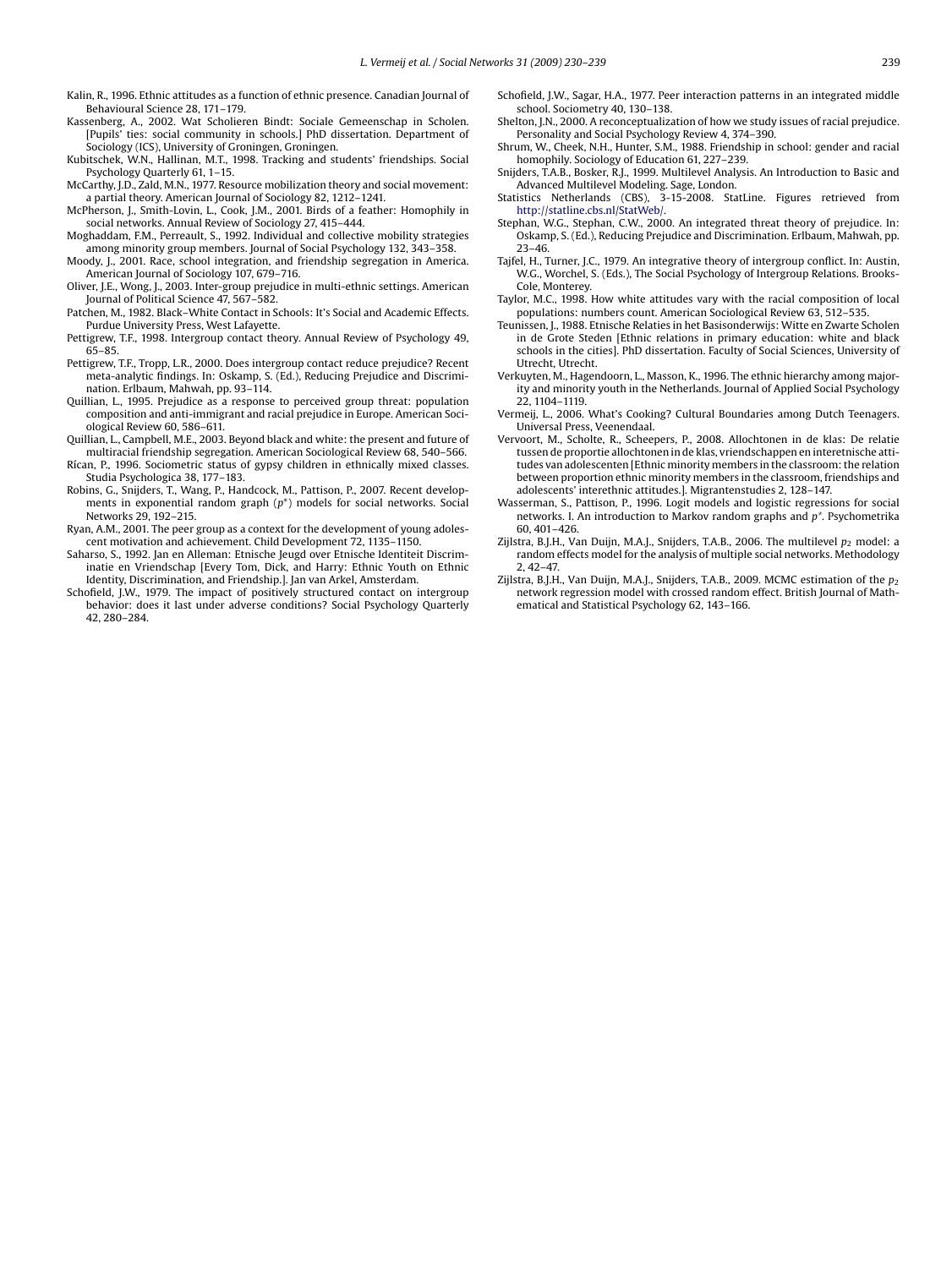Kalin, R., 1996. Ethnic attitudes as a function of ethnic presence. Canadian Journal of Behavioural Science 28, 171–179.

Kassenberg, A., 2002. Wat Scholieren Bindt: Sociale Gemeenschap in Scholen. [Pupils' ties: social community in schools.] PhD dissertation. Department of Sociology (ICS), University of Groningen, Groningen.

Kubitschek, W.N., Hallinan, M.T., 1998. Tracking and students' friendships. Social Psychology Quarterly 61, 1–15.

McCarthy, J.D., Zald, M.N., 1977. Resource mobilization theory and social movement: a partial theory. American Journal of Sociology 82, 1212–1241.

McPherson, J., Smith-Lovin, L., Cook, J.M., 2001. Birds of a feather: Homophily in social networks. Annual Review of Sociology 27, 415–444.

Moghaddam, F.M., Perreault, S., 1992. Individual and collective mobility strategies among minority group members. Journal of Social Psychology 132, 343–358.

Moody, J., 2001. Race, school integration, and friendship segregation in America. American Journal of Sociology 107, 679–716.

Oliver, J.E., Wong, J., 2003. Inter-group prejudice in multi-ethnic settings. American Journal of Political Science 47, 567–582.

Patchen, M., 1982. Black–White Contact in Schools: It's Social and Academic Effects. Purdue University Press, West Lafayette.

Pettigrew, T.F., 1998. Intergroup contact theory. Annual Review of Psychology 49, 65–85.

Pettigrew, T.F., Tropp, L.R., 2000. Does intergroup contact reduce prejudice? Recent meta-analytic findings. In: Oskamp, S. (Ed.), Reducing Prejudice and Discrimination. Erlbaum, Mahwah, pp. 93–114.

Quillian, L., 1995. Prejudice as a response to perceived group threat: population composition and anti-immigrant and racial prejudice in Europe. American Sociological Review 60, 586–611.

Quillian, L., Campbell, M.E., 2003. Beyond black and white: the present and future of multiracial friendship segregation. American Sociological Review 68, 540–566.

Ŕıcan, P., 1996. Sociometric status of gypsy children in ethnically mixed classes. Studia Psychologica 38, 177–183.

Robins, G., Snijders, T., Wang, P., Handcock, M., Pattison, P., 2007. Recent developments in exponential random graph ($p^*$) models for social networks. Social Networks 29, 192–215.

Ryan, A.M., 2001. The peer group as a context for the development of young adolescent motivation and achievement. Child Development 72, 1135–1150.

Saharso, S., 1992. Jan en Alleman: Etnische Jeugd over Etnische Identiteit Discriminatie en Vriendschap [Every Tom, Dick, and Harry: Ethnic Youth on Ethnic Identity, Discrimination, and Friendship.]. Jan van Arkel, Amsterdam.

Schofield, J.W., 1979. The impact of positively structured contact on intergroup behavior: does it last under adverse conditions? Social Psychology Quarterly 42, 280–284.

Schofield, J.W., Sagar, H.A., 1977. Peer interaction patterns in an integrated middle school. Sociometry 40, 130–138.

Shelton, J.N., 2000. A reconceptualization of how we study issues of racial prejudice. Personality and Social Psychology Review 4, 374–390.

Shrum, W., Cheek, N.H., Hunter, S.M., 1988. Friendship in school: gender and racial homophily. Sociology of Education 61, 227–239.

Snijders, T.A.B., Bosker, R.J., 1999. Multilevel Analysis. An Introduction to Basic and Advanced Multilevel Modeling. Sage, London.

Statistics Netherlands (CBS), 3-15-2008. StatLine. Figures retrieved from http://statline.cbs.nl/StatWeb/.

Stephan, W.G., Stephan, C.W., 2000. An integrated threat theory of prejudice. In: Oskamp, S. (Ed.), Reducing Prejudice and Discrimination. Erlbaum, Mahwah, pp. 23–46.

Tajfel, H., Turner, J.C., 1979. An integrative theory of intergroup conflict. In: Austin, W.G., Worchel, S. (Eds.), The Social Psychology of Intergroup Relations. Brooks-Cole, Monterey.

Taylor, M.C., 1998. How white attitudes vary with the racial composition of local populations: numbers count. American Sociological Review 63, 512–535.

Teunissen, J., 1988. Etnische Relaties in het Basisonderwijs: Witte en Zwarte Scholen in de Grote Steden [Ethnic relations in primary education: white and black schools in the cities]. PhD dissertation. Faculty of Social Sciences, University of Utrecht, Utrecht.

Verkuyten, M., Hagendoorn, L., Masson, K., 1996. The ethnic hierarchy among majority and minority youth in the Netherlands. Journal of Applied Social Psychology 22, 1104–1119.

Vermeij, L., 2006. What's Cooking? Cultural Boundaries among Dutch Teenagers. Universal Press, Veenendaal.

Vervoort, M., Scholte, R., Scheepers, P., 2008. Allochtonen in de klas: De relatie tussen de proportie allochtonen in de klas, vriendschappen en interetnische attitudes van adolescenten [Ethnic minority members in the classroom: the relation between proportion ethnic minority members in the classroom, friendships and adolescents' interethnic attitudes.]. Migrantenstudies 2, 128–147.

Wasserman, S., Pattison, P., 1996. Logit models and logistic regressions for social networks. I. An introduction to Markov random graphs and $p^*$. Psychometrika 60, 401–426.

Zijlstra, B.J.H., Van Duijn, M.A.J., Snijders, T.A.B., 2006. The multilevel $p_2$ model: a random effects model for the analysis of multiple social networks. Methodology 2, 42–47.

Zijlstra, B.J.H., Van Duijn, M.A.J., Snijders, T.A.B., 2009. MCMC estimation of the $p_2$ network regression model with crossed random effect. British Journal of Mathematical and Statistical Psychology 62, 143–166.